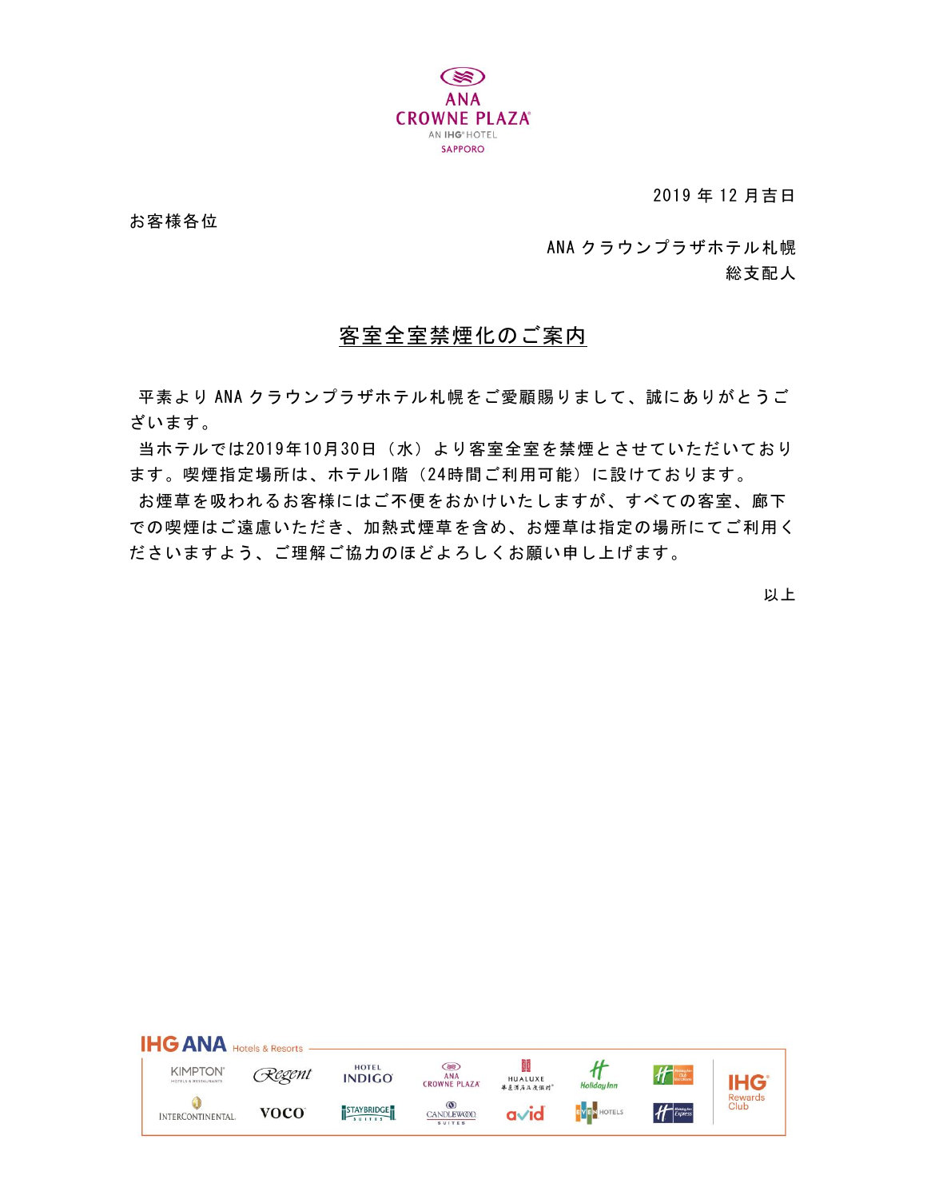ANA CROWNE PLAZA
AN IHG HOTEL
SAPPORO

2019 年 12 月吉日

お客様各位

ANA クラウンプラザホテル札幌
総支配人

## 客室全室禁煙化のご案内

平素より ANA クラウンプラザホテル札幌をご愛顧賜りまして、誠にありがとうございます。

当ホテルでは2019年10月30日（水）より客室全室を禁煙とさせていただいております。喫煙指定場所は、ホテル1階（24時間ご利用可能）に設けております。

お煙草を吸われるお客様にはご不便をおかけいたしますが、すべての客室、廊下での喫煙はご遠慮いただき、加熱式煙草を含め、お煙草は指定の場所にてご利用くださいますよう、ご理解ご協力のほどよろしくお願い申し上げます。

以上

IHG ANA Hotels & Resorts

KIMPTON HOTELS & RESTAURANTS / Regent / HOTEL INDIGO / ANA CROWNE PLAZA / HUALUXE / Holiday Inn / Holiday Inn Club Vacations / INTERCONTINENTAL / voco / STAYBRIDGE SUITES / CANDLEWOOD SUITES / avid / EVEN HOTELS / Holiday Inn Express / IHG Rewards Club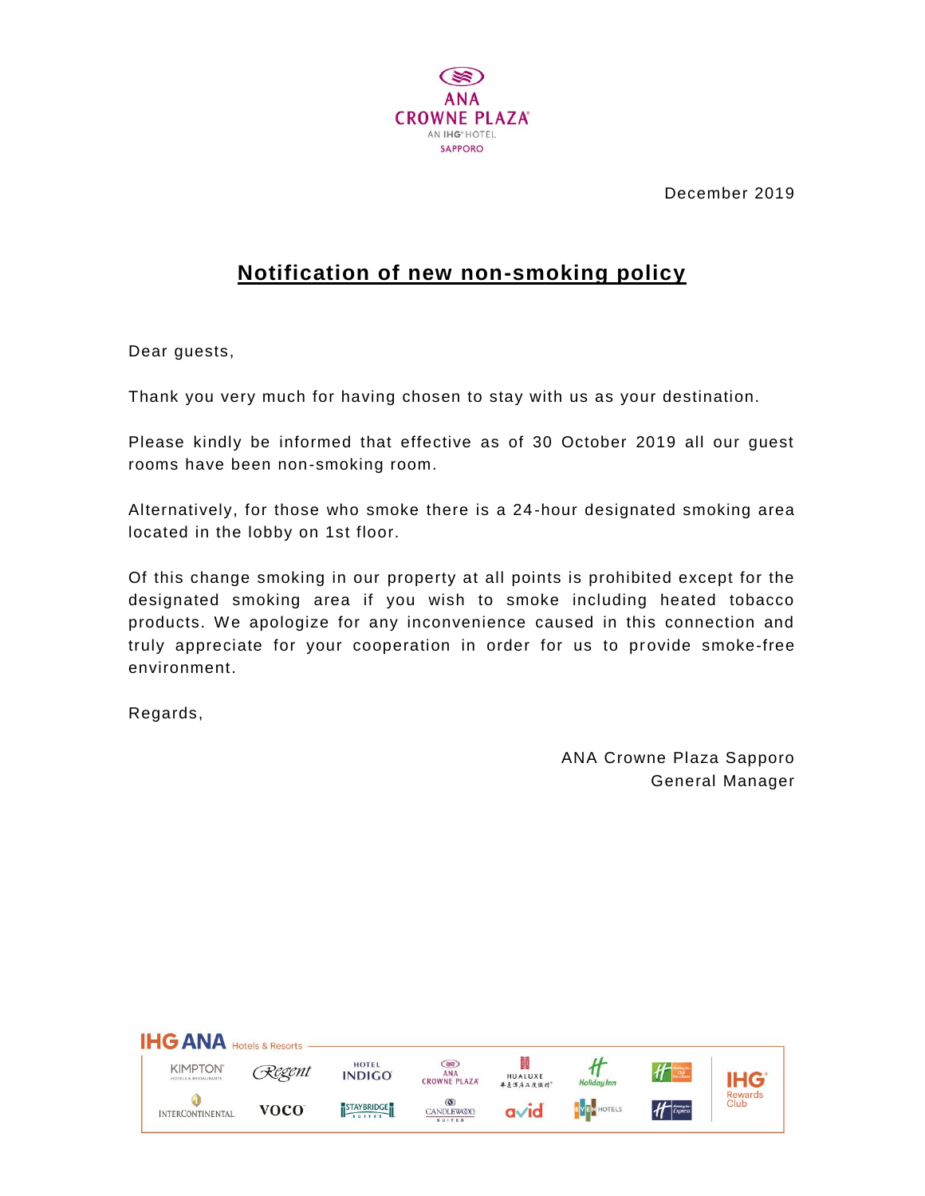ANA CROWNE PLAZA
AN IHG HOTEL
SAPPORO

December 2019

# Notification of new non-smoking policy

Dear guests,

Thank you very much for having chosen to stay with us as your destination.

Please kindly be informed that effective as of 30 October 2019 all our guest rooms have been non-smoking room.

Alternatively, for those who smoke there is a 24-hour designated smoking area located in the lobby on 1st floor.

Of this change smoking in our property at all points is prohibited except for the designated smoking area if you wish to smoke including heated tobacco products. We apologize for any inconvenience caused in this connection and truly appreciate for your cooperation in order for us to provide smoke-free environment.

Regards,

ANA Crowne Plaza Sapporo
General Manager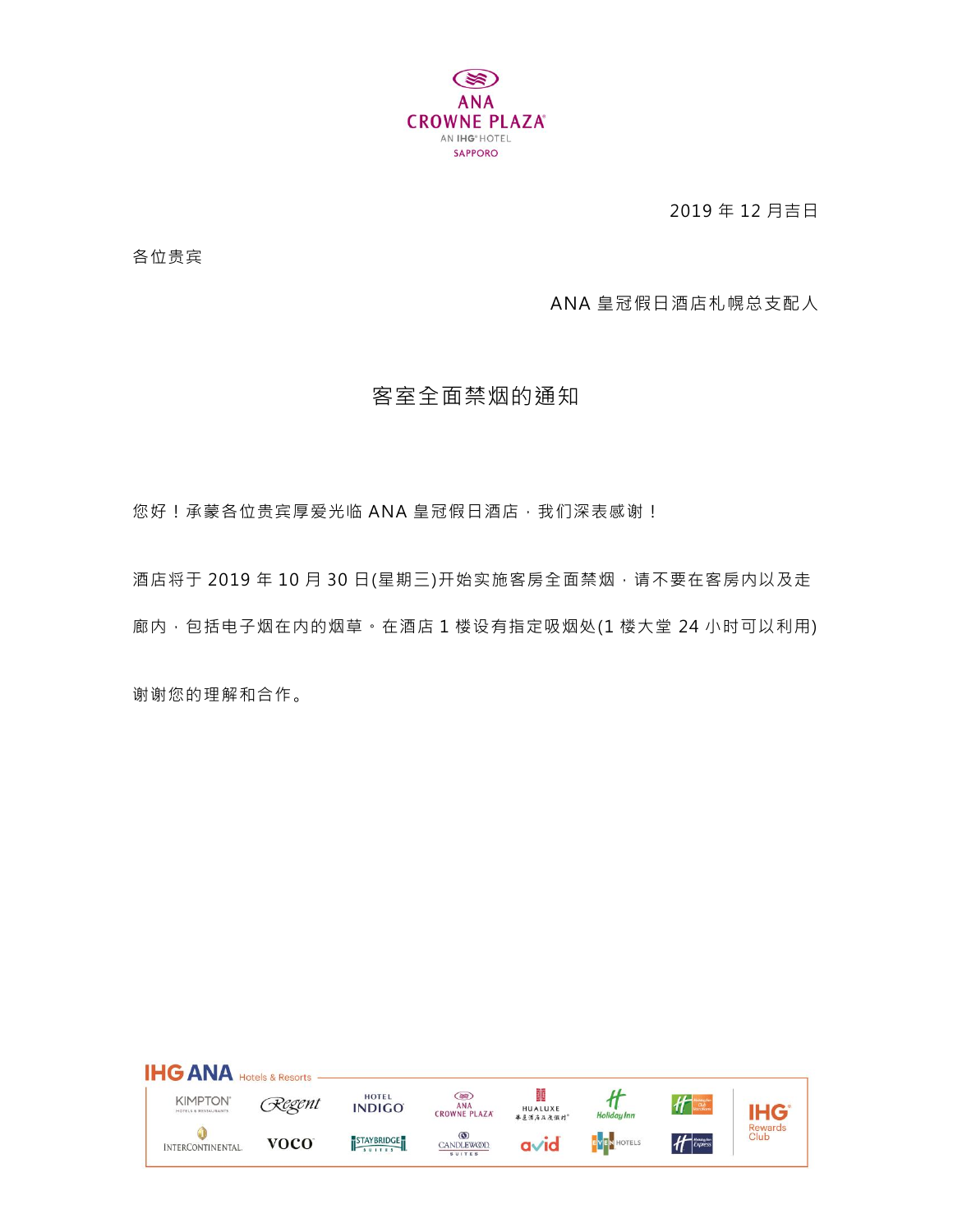ANA CROWNE PLAZA
AN IHG HOTEL
SAPPORO

2019 年 12 月吉日

各位贵宾

ANA 皇冠假日酒店札幌总支配人

## 客室全面禁烟的通知

您好！承蒙各位贵宾厚爱光临 ANA 皇冠假日酒店，我们深表感谢！

酒店将于 2019 年 10 月 30 日(星期三)开始实施客房全面禁烟，请不要在客房内以及走廊内，包括电子烟在内的烟草。在酒店 1 楼设有指定吸烟处(1 楼大堂 24 小时可以利用)

谢谢您的理解和合作。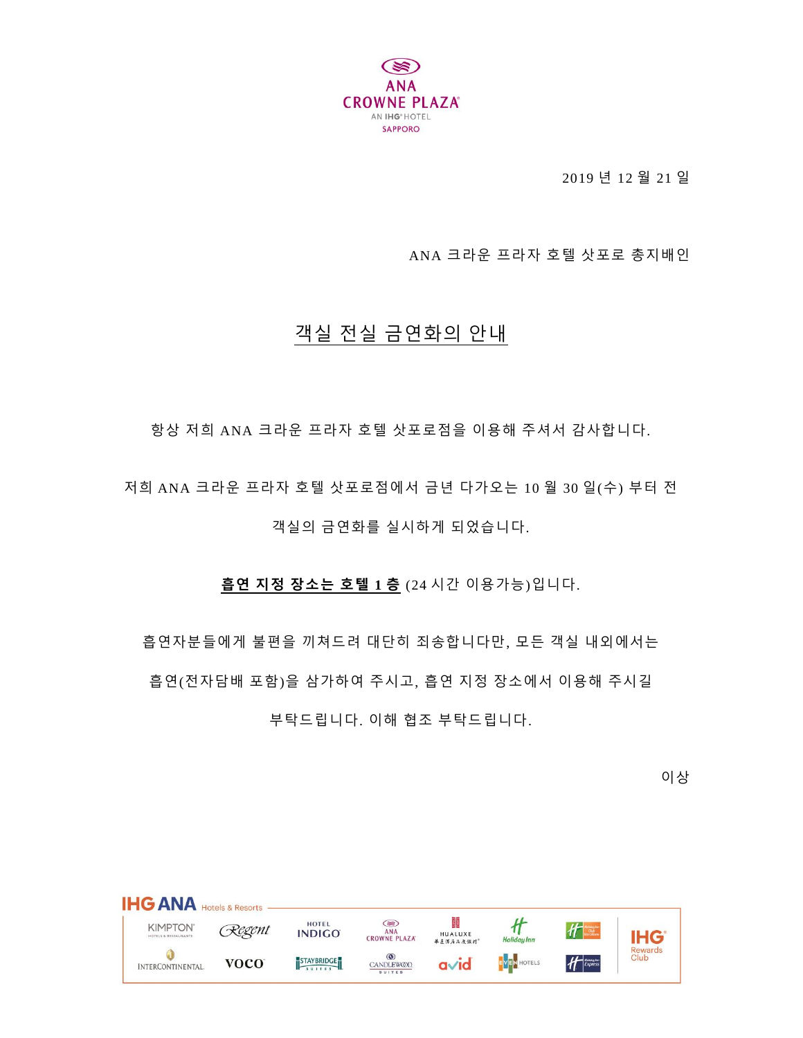ANA
CROWNE PLAZA
AN IHG HOTEL
SAPPORO

2019 년 12 월 21 일

ANA 크라운 프라자 호텔 삿포로 총지배인

# 객실 전실 금연화의 안내

항상 저희 ANA 크라운 프라자 호텔 삿포로점을 이용해 주셔서 감사합니다.

저희 ANA 크라운 프라자 호텔 삿포로점에서 금년 다가오는 10 월 30 일(수) 부터 전 객실의 금연화를 실시하게 되었습니다.

**흡연 지정 장소는 호텔 1 층** (24 시간 이용가능)입니다.

흡연자분들에게 불편을 끼쳐드려 대단히 죄송합니다만, 모든 객실 내외에서는 흡연(전자담배 포함)을 삼가하여 주시고, 흡연 지정 장소에서 이용해 주시길 부탁드립니다. 이해 협조 부탁드립니다.

이상

IHG ANA Hotels & Resorts

KIMPTON HOTELS & RESTAURANTS | Regent | HOTEL INDIGO | ANA CROWNE PLAZA | HUALUXE | Holiday Inn | Holiday Inn Club Vacations | IHG Rewards Club
INTERCONTINENTAL | voco | STAYBRIDGE SUITES | CANDLEWOOD SUITES | avid | EVEN HOTELS | Holiday Inn Express